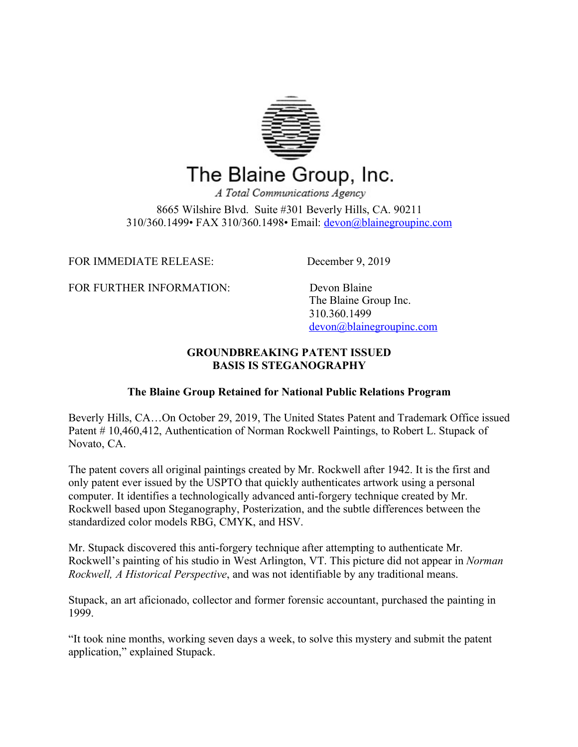# The Blaine Group, Inc.

*A Total Communications Agency*

8665 Wilshire Blvd. Suite #301 Beverly Hills, CA. 90211
310/360.1499• FAX 310/360.1498• Email: devon@blainegroupinc.com

FOR IMMEDIATE RELEASE: December 9, 2019

FOR FURTHER INFORMATION: Devon Blaine
The Blaine Group Inc.
310.360.1499
devon@blainegroupinc.com

**GROUNDBREAKING PATENT ISSUED**
**BASIS IS STEGANOGRAPHY**

**The Blaine Group Retained for National Public Relations Program**

Beverly Hills, CA…On October 29, 2019, The United States Patent and Trademark Office issued Patent # 10,460,412, Authentication of Norman Rockwell Paintings, to Robert L. Stupack of Novato, CA.

The patent covers all original paintings created by Mr. Rockwell after 1942. It is the first and only patent ever issued by the USPTO that quickly authenticates artwork using a personal computer. It identifies a technologically advanced anti-forgery technique created by Mr. Rockwell based upon Steganography, Posterization, and the subtle differences between the standardized color models RBG, CMYK, and HSV.

Mr. Stupack discovered this anti-forgery technique after attempting to authenticate Mr. Rockwell's painting of his studio in West Arlington, VT. This picture did not appear in *Norman Rockwell, A Historical Perspective*, and was not identifiable by any traditional means.

Stupack, an art aficionado, collector and former forensic accountant, purchased the painting in 1999.

"It took nine months, working seven days a week, to solve this mystery and submit the patent application," explained Stupack.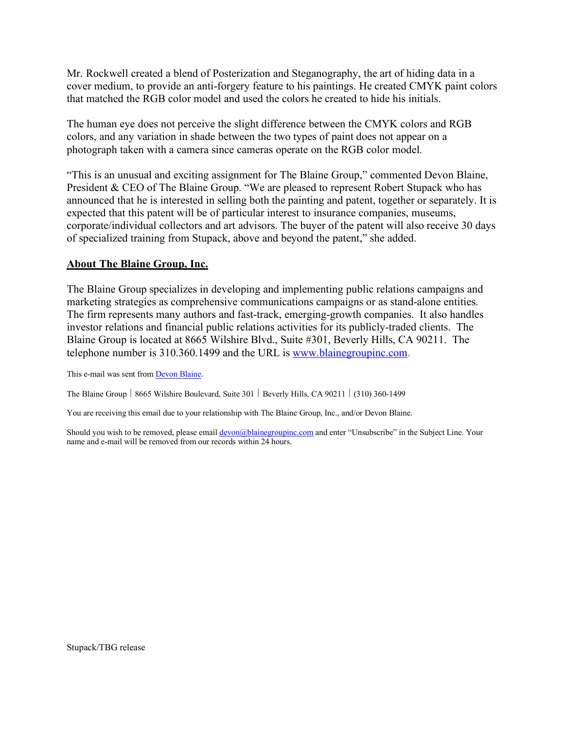Mr. Rockwell created a blend of Posterization and Steganography, the art of hiding data in a cover medium, to provide an anti-forgery feature to his paintings. He created CMYK paint colors that matched the RGB color model and used the colors he created to hide his initials.

The human eye does not perceive the slight difference between the CMYK colors and RGB colors, and any variation in shade between the two types of paint does not appear on a photograph taken with a camera since cameras operate on the RGB color model.

"This is an unusual and exciting assignment for The Blaine Group," commented Devon Blaine, President & CEO of The Blaine Group. "We are pleased to represent Robert Stupack who has announced that he is interested in selling both the painting and patent, together or separately. It is expected that this patent will be of particular interest to insurance companies, museums, corporate/individual collectors and art advisors. The buyer of the patent will also receive 30 days of specialized training from Stupack, above and beyond the patent," she added.

**About The Blaine Group, Inc.**

The Blaine Group specializes in developing and implementing public relations campaigns and marketing strategies as comprehensive communications campaigns or as stand-alone entities. The firm represents many authors and fast-track, emerging-growth companies. It also handles investor relations and financial public relations activities for its publicly-traded clients. The Blaine Group is located at 8665 Wilshire Blvd., Suite #301, Beverly Hills, CA 90211. The telephone number is 310.360.1499 and the URL is www.blainegroupinc.com.

This e-mail was sent from Devon Blaine.

The Blaine Group | 8665 Wilshire Boulevard, Suite 301 | Beverly Hills, CA 90211 | (310) 360-1499

You are receiving this email due to your relationship with The Blaine Group, Inc., and/or Devon Blaine.

Should you wish to be removed, please email devon@blainegroupinc.com and enter "Unsubscribe" in the Subject Line. Your name and e-mail will be removed from our records within 24 hours.

Stupack/TBG release